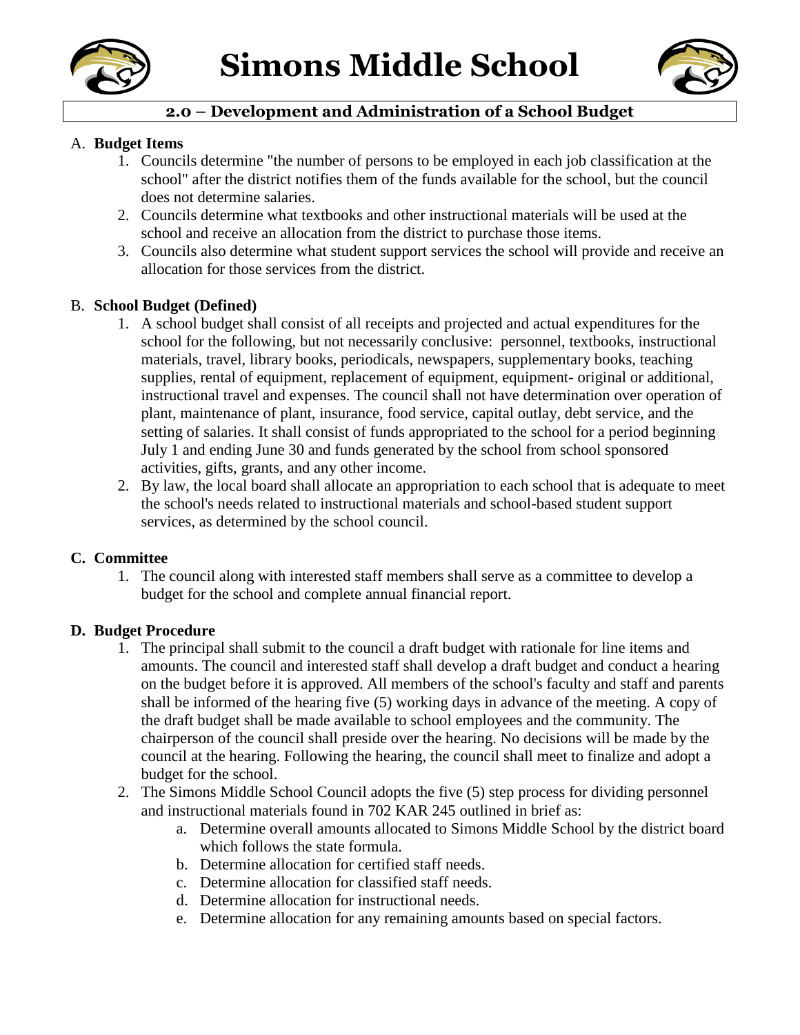# Simons Middle School

## 2.0 – Development and Administration of a School Budget

A. **Budget Items**

1. Councils determine "the number of persons to be employed in each job classification at the school" after the district notifies them of the funds available for the school, but the council does not determine salaries.
2. Councils determine what textbooks and other instructional materials will be used at the school and receive an allocation from the district to purchase those items.
3. Councils also determine what student support services the school will provide and receive an allocation for those services from the district.

B. **School Budget (Defined)**

1. A school budget shall consist of all receipts and projected and actual expenditures for the school for the following, but not necessarily conclusive: personnel, textbooks, instructional materials, travel, library books, periodicals, newspapers, supplementary books, teaching supplies, rental of equipment, replacement of equipment, equipment- original or additional, instructional travel and expenses. The council shall not have determination over operation of plant, maintenance of plant, insurance, food service, capital outlay, debt service, and the setting of salaries. It shall consist of funds appropriated to the school for a period beginning July 1 and ending June 30 and funds generated by the school from school sponsored activities, gifts, grants, and any other income.
2. By law, the local board shall allocate an appropriation to each school that is adequate to meet the school's needs related to instructional materials and school-based student support services, as determined by the school council.

**C. Committee**

1. The council along with interested staff members shall serve as a committee to develop a budget for the school and complete annual financial report.

**D. Budget Procedure**

1. The principal shall submit to the council a draft budget with rationale for line items and amounts. The council and interested staff shall develop a draft budget and conduct a hearing on the budget before it is approved. All members of the school's faculty and staff and parents shall be informed of the hearing five (5) working days in advance of the meeting. A copy of the draft budget shall be made available to school employees and the community. The chairperson of the council shall preside over the hearing. No decisions will be made by the council at the hearing. Following the hearing, the council shall meet to finalize and adopt a budget for the school.
2. The Simons Middle School Council adopts the five (5) step process for dividing personnel and instructional materials found in 702 KAR 245 outlined in brief as:
   a. Determine overall amounts allocated to Simons Middle School by the district board which follows the state formula.
   b. Determine allocation for certified staff needs.
   c. Determine allocation for classified staff needs.
   d. Determine allocation for instructional needs.
   e. Determine allocation for any remaining amounts based on special factors.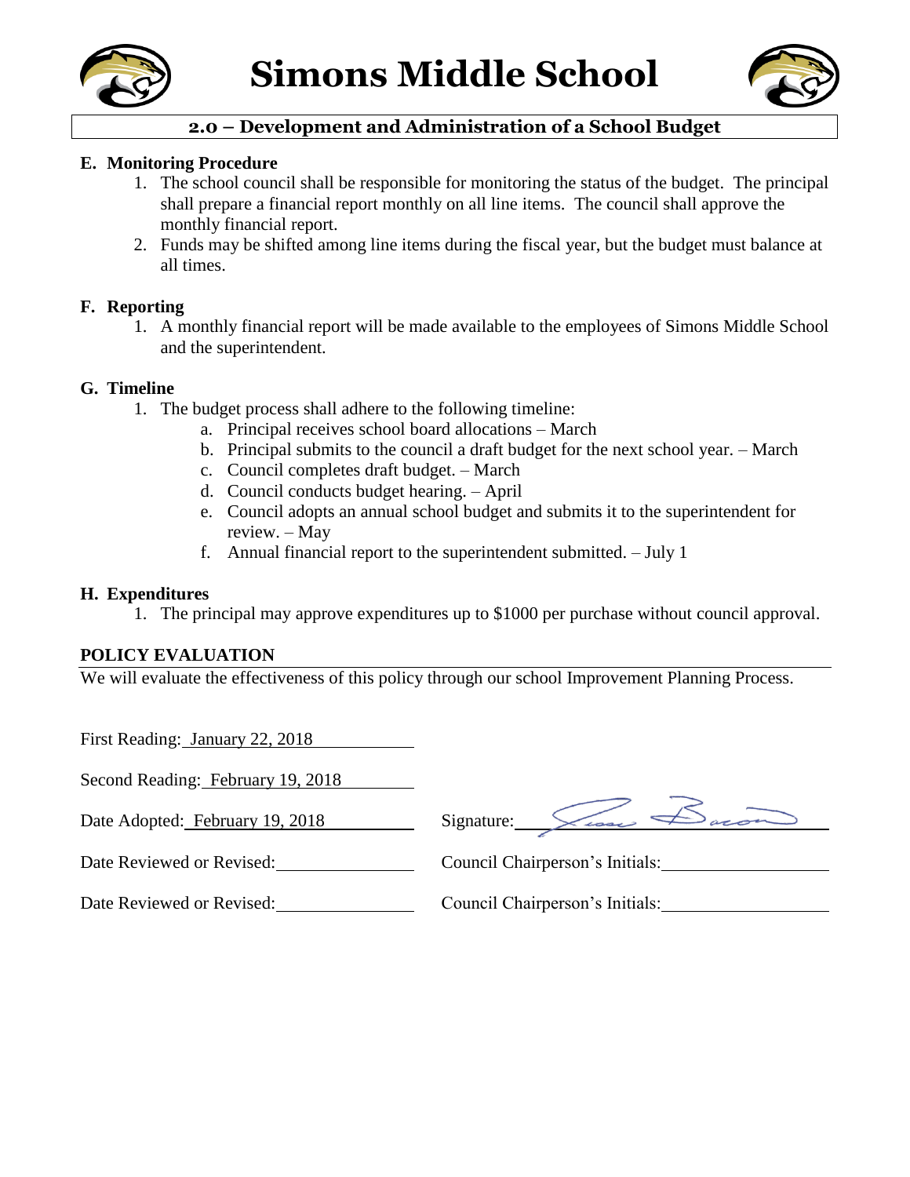# Simons Middle School

## 2.0 – Development and Administration of a School Budget

**E. Monitoring Procedure**

1. The school council shall be responsible for monitoring the status of the budget. The principal shall prepare a financial report monthly on all line items. The council shall approve the monthly financial report.
2. Funds may be shifted among line items during the fiscal year, but the budget must balance at all times.

**F. Reporting**

1. A monthly financial report will be made available to the employees of Simons Middle School and the superintendent.

**G. Timeline**

1. The budget process shall adhere to the following timeline:
    a. Principal receives school board allocations – March
    b. Principal submits to the council a draft budget for the next school year. – March
    c. Council completes draft budget. – March
    d. Council conducts budget hearing. – April
    e. Council adopts an annual school budget and submits it to the superintendent for review. – May
    f. Annual financial report to the superintendent submitted. – July 1

**H. Expenditures**

1. The principal may approve expenditures up to $1000 per purchase without council approval.

**POLICY EVALUATION**

We will evaluate the effectiveness of this policy through our school Improvement Planning Process.

First Reading: January 22, 2018

Second Reading: February 19, 2018

Date Adopted: February 19, 2018 Signature: Jason Bacon

Date Reviewed or Revised: ________ Council Chairperson's Initials: ________

Date Reviewed or Revised: ________ Council Chairperson's Initials: ________